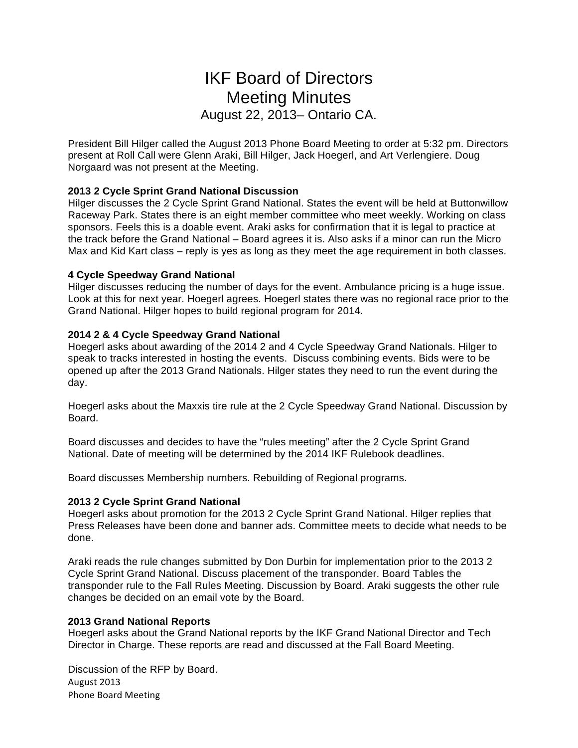# IKF Board of Directors
# Meeting Minutes
## August 22, 2013– Ontario CA.

President Bill Hilger called the August 2013 Phone Board Meeting to order at 5:32 pm. Directors present at Roll Call were Glenn Araki, Bill Hilger, Jack Hoegerl, and Art Verlengiere. Doug Norgaard was not present at the Meeting.

**2013 2 Cycle Sprint Grand National Discussion**
Hilger discusses the 2 Cycle Sprint Grand National. States the event will be held at Buttonwillow Raceway Park. States there is an eight member committee who meet weekly. Working on class sponsors. Feels this is a doable event. Araki asks for confirmation that it is legal to practice at the track before the Grand National – Board agrees it is. Also asks if a minor can run the Micro Max and Kid Kart class – reply is yes as long as they meet the age requirement in both classes.

**4 Cycle Speedway Grand National**
Hilger discusses reducing the number of days for the event. Ambulance pricing is a huge issue. Look at this for next year. Hoegerl agrees. Hoegerl states there was no regional race prior to the Grand National. Hilger hopes to build regional program for 2014.

**2014 2 & 4 Cycle Speedway Grand National**
Hoegerl asks about awarding of the 2014 2 and 4 Cycle Speedway Grand Nationals. Hilger to speak to tracks interested in hosting the events. Discuss combining events. Bids were to be opened up after the 2013 Grand Nationals. Hilger states they need to run the event during the day.

Hoegerl asks about the Maxxis tire rule at the 2 Cycle Speedway Grand National. Discussion by Board.

Board discusses and decides to have the "rules meeting" after the 2 Cycle Sprint Grand National. Date of meeting will be determined by the 2014 IKF Rulebook deadlines.

Board discusses Membership numbers. Rebuilding of Regional programs.

**2013 2 Cycle Sprint Grand National**
Hoegerl asks about promotion for the 2013 2 Cycle Sprint Grand National. Hilger replies that Press Releases have been done and banner ads. Committee meets to decide what needs to be done.

Araki reads the rule changes submitted by Don Durbin for implementation prior to the 2013 2 Cycle Sprint Grand National. Discuss placement of the transponder. Board Tables the transponder rule to the Fall Rules Meeting. Discussion by Board. Araki suggests the other rule changes be decided on an email vote by the Board.

**2013 Grand National Reports**
Hoegerl asks about the Grand National reports by the IKF Grand National Director and Tech Director in Charge. These reports are read and discussed at the Fall Board Meeting.

Discussion of the RFP by Board.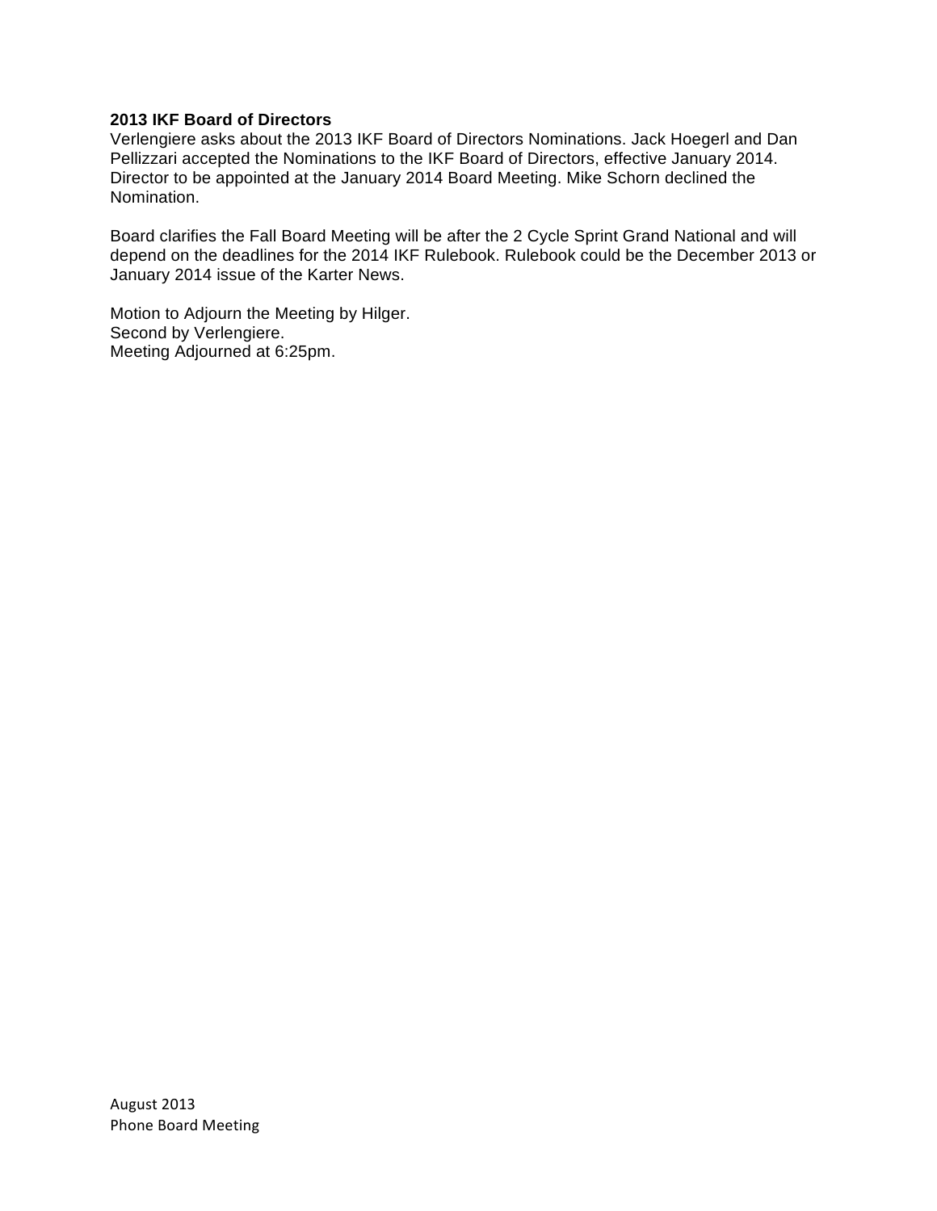**2013 IKF Board of Directors**

Verlengiere asks about the 2013 IKF Board of Directors Nominations. Jack Hoegerl and Dan Pellizzari accepted the Nominations to the IKF Board of Directors, effective January 2014. Director to be appointed at the January 2014 Board Meeting. Mike Schorn declined the Nomination.

Board clarifies the Fall Board Meeting will be after the 2 Cycle Sprint Grand National and will depend on the deadlines for the 2014 IKF Rulebook. Rulebook could be the December 2013 or January 2014 issue of the Karter News.

Motion to Adjourn the Meeting by Hilger.
Second by Verlengiere.
Meeting Adjourned at 6:25pm.